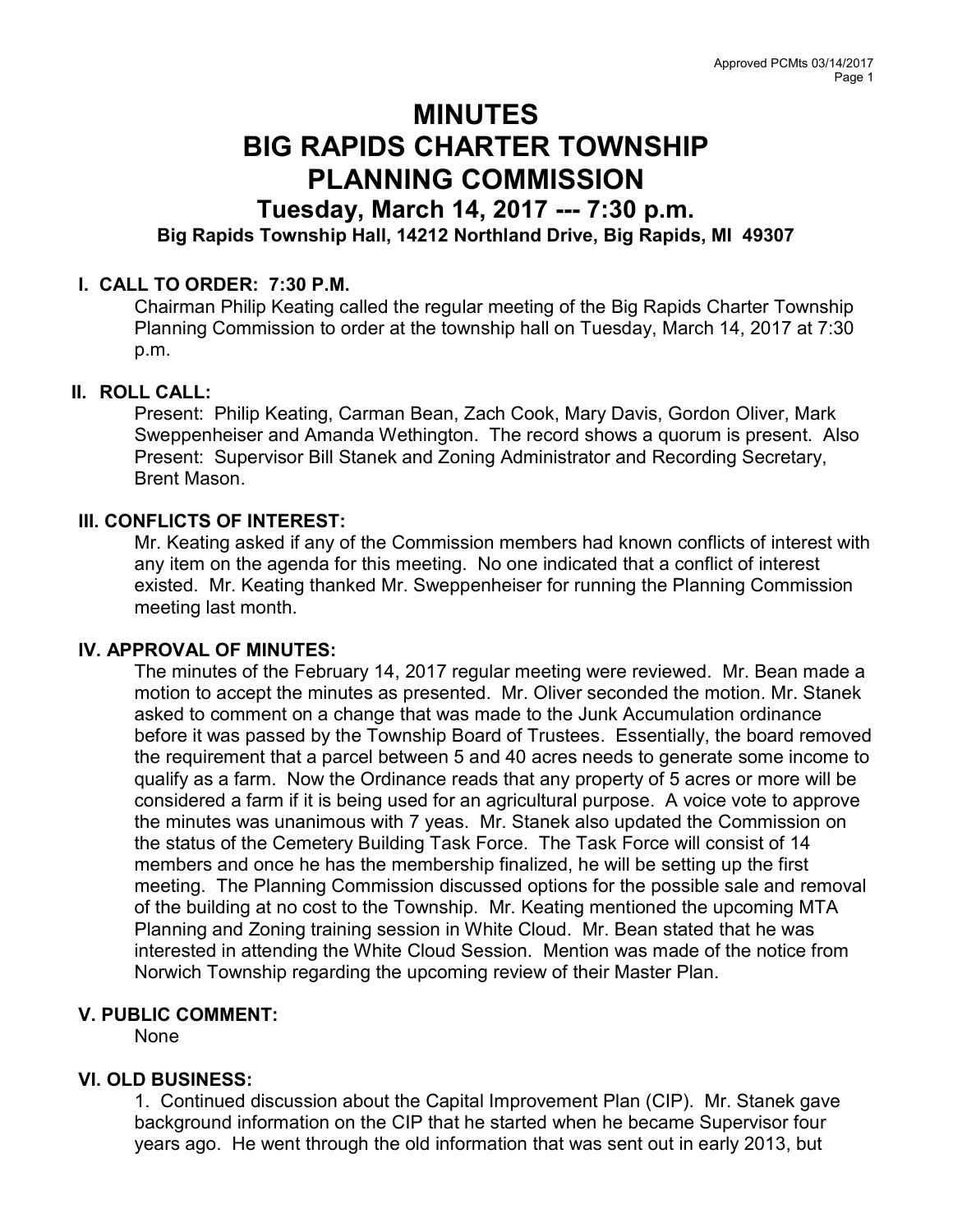# MINUTES
# BIG RAPIDS CHARTER TOWNSHIP
# PLANNING COMMISSION
## Tuesday, March 14, 2017 --- 7:30 p.m.
### Big Rapids Township Hall, 14212 Northland Drive, Big Rapids, MI 49307

**I. CALL TO ORDER: 7:30 P.M.**

Chairman Philip Keating called the regular meeting of the Big Rapids Charter Township Planning Commission to order at the township hall on Tuesday, March 14, 2017 at 7:30 p.m.

**II. ROLL CALL:**

Present: Philip Keating, Carman Bean, Zach Cook, Mary Davis, Gordon Oliver, Mark Sweppenheiser and Amanda Wethington. The record shows a quorum is present. Also Present: Supervisor Bill Stanek and Zoning Administrator and Recording Secretary, Brent Mason.

**III. CONFLICTS OF INTEREST:**

Mr. Keating asked if any of the Commission members had known conflicts of interest with any item on the agenda for this meeting. No one indicated that a conflict of interest existed. Mr. Keating thanked Mr. Sweppenheiser for running the Planning Commission meeting last month.

**IV. APPROVAL OF MINUTES:**

The minutes of the February 14, 2017 regular meeting were reviewed. Mr. Bean made a motion to accept the minutes as presented. Mr. Oliver seconded the motion. Mr. Stanek asked to comment on a change that was made to the Junk Accumulation ordinance before it was passed by the Township Board of Trustees. Essentially, the board removed the requirement that a parcel between 5 and 40 acres needs to generate some income to qualify as a farm. Now the Ordinance reads that any property of 5 acres or more will be considered a farm if it is being used for an agricultural purpose. A voice vote to approve the minutes was unanimous with 7 yeas. Mr. Stanek also updated the Commission on the status of the Cemetery Building Task Force. The Task Force will consist of 14 members and once he has the membership finalized, he will be setting up the first meeting. The Planning Commission discussed options for the possible sale and removal of the building at no cost to the Township. Mr. Keating mentioned the upcoming MTA Planning and Zoning training session in White Cloud. Mr. Bean stated that he was interested in attending the White Cloud Session. Mention was made of the notice from Norwich Township regarding the upcoming review of their Master Plan.

**V. PUBLIC COMMENT:**

None

**VI. OLD BUSINESS:**

1. Continued discussion about the Capital Improvement Plan (CIP). Mr. Stanek gave background information on the CIP that he started when he became Supervisor four years ago. He went through the old information that was sent out in early 2013, but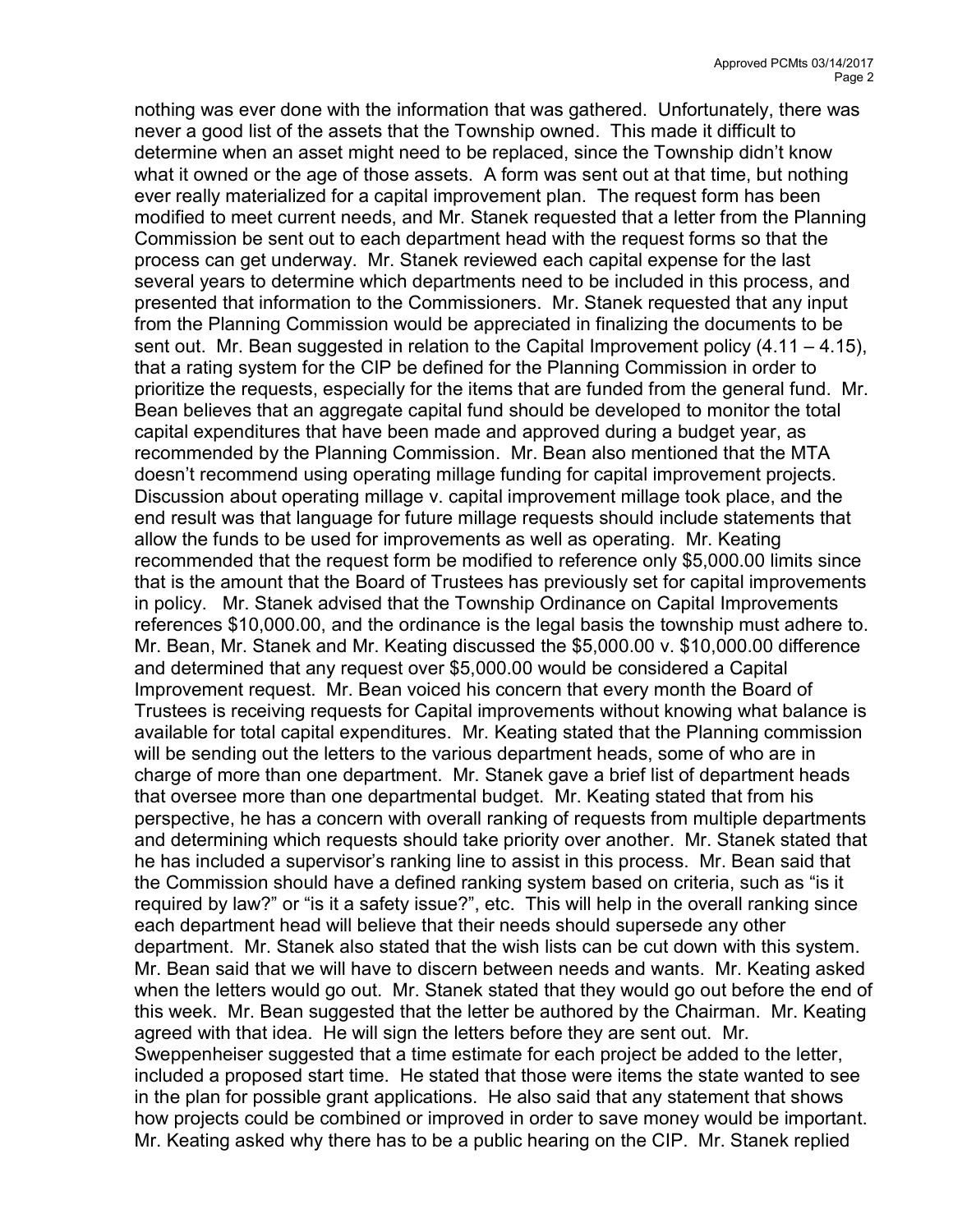nothing was ever done with the information that was gathered. Unfortunately, there was never a good list of the assets that the Township owned. This made it difficult to determine when an asset might need to be replaced, since the Township didn't know what it owned or the age of those assets. A form was sent out at that time, but nothing ever really materialized for a capital improvement plan. The request form has been modified to meet current needs, and Mr. Stanek requested that a letter from the Planning Commission be sent out to each department head with the request forms so that the process can get underway. Mr. Stanek reviewed each capital expense for the last several years to determine which departments need to be included in this process, and presented that information to the Commissioners. Mr. Stanek requested that any input from the Planning Commission would be appreciated in finalizing the documents to be sent out. Mr. Bean suggested in relation to the Capital Improvement policy (4.11 – 4.15), that a rating system for the CIP be defined for the Planning Commission in order to prioritize the requests, especially for the items that are funded from the general fund. Mr. Bean believes that an aggregate capital fund should be developed to monitor the total capital expenditures that have been made and approved during a budget year, as recommended by the Planning Commission. Mr. Bean also mentioned that the MTA doesn't recommend using operating millage funding for capital improvement projects. Discussion about operating millage v. capital improvement millage took place, and the end result was that language for future millage requests should include statements that allow the funds to be used for improvements as well as operating. Mr. Keating recommended that the request form be modified to reference only \$5,000.00 limits since that is the amount that the Board of Trustees has previously set for capital improvements in policy. Mr. Stanek advised that the Township Ordinance on Capital Improvements references \$10,000.00, and the ordinance is the legal basis the township must adhere to. Mr. Bean, Mr. Stanek and Mr. Keating discussed the \$5,000.00 v. \$10,000.00 difference and determined that any request over \$5,000.00 would be considered a Capital Improvement request. Mr. Bean voiced his concern that every month the Board of Trustees is receiving requests for Capital improvements without knowing what balance is available for total capital expenditures. Mr. Keating stated that the Planning commission will be sending out the letters to the various department heads, some of who are in charge of more than one department. Mr. Stanek gave a brief list of department heads that oversee more than one departmental budget. Mr. Keating stated that from his perspective, he has a concern with overall ranking of requests from multiple departments and determining which requests should take priority over another. Mr. Stanek stated that he has included a supervisor's ranking line to assist in this process. Mr. Bean said that the Commission should have a defined ranking system based on criteria, such as "is it required by law?" or "is it a safety issue?", etc. This will help in the overall ranking since each department head will believe that their needs should supersede any other department. Mr. Stanek also stated that the wish lists can be cut down with this system. Mr. Bean said that we will have to discern between needs and wants. Mr. Keating asked when the letters would go out. Mr. Stanek stated that they would go out before the end of this week. Mr. Bean suggested that the letter be authored by the Chairman. Mr. Keating agreed with that idea. He will sign the letters before they are sent out. Mr. Sweppenheiser suggested that a time estimate for each project be added to the letter, included a proposed start time. He stated that those were items the state wanted to see in the plan for possible grant applications. He also said that any statement that shows how projects could be combined or improved in order to save money would be important. Mr. Keating asked why there has to be a public hearing on the CIP. Mr. Stanek replied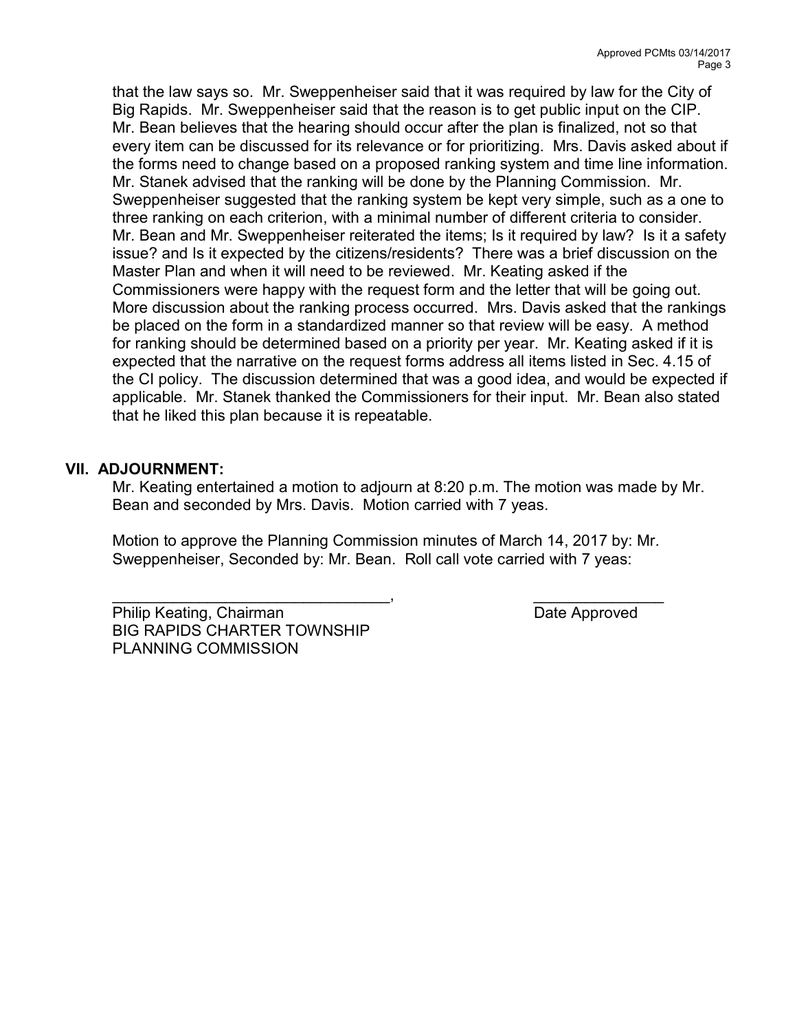that the law says so. Mr. Sweppenheiser said that it was required by law for the City of Big Rapids. Mr. Sweppenheiser said that the reason is to get public input on the CIP. Mr. Bean believes that the hearing should occur after the plan is finalized, not so that every item can be discussed for its relevance or for prioritizing. Mrs. Davis asked about if the forms need to change based on a proposed ranking system and time line information. Mr. Stanek advised that the ranking will be done by the Planning Commission. Mr. Sweppenheiser suggested that the ranking system be kept very simple, such as a one to three ranking on each criterion, with a minimal number of different criteria to consider. Mr. Bean and Mr. Sweppenheiser reiterated the items; Is it required by law? Is it a safety issue? and Is it expected by the citizens/residents? There was a brief discussion on the Master Plan and when it will need to be reviewed. Mr. Keating asked if the Commissioners were happy with the request form and the letter that will be going out. More discussion about the ranking process occurred. Mrs. Davis asked that the rankings be placed on the form in a standardized manner so that review will be easy. A method for ranking should be determined based on a priority per year. Mr. Keating asked if it is expected that the narrative on the request forms address all items listed in Sec. 4.15 of the CI policy. The discussion determined that was a good idea, and would be expected if applicable. Mr. Stanek thanked the Commissioners for their input. Mr. Bean also stated that he liked this plan because it is repeatable.

## VII. ADJOURNMENT:

Mr. Keating entertained a motion to adjourn at 8:20 p.m. The motion was made by Mr. Bean and seconded by Mrs. Davis. Motion carried with 7 yeas.

Motion to approve the Planning Commission minutes of March 14, 2017 by: Mr. Sweppenheiser, Seconded by: Mr. Bean. Roll call vote carried with 7 yeas:

_________________________________, _______________

Philip Keating, Chairman Date Approved
BIG RAPIDS CHARTER TOWNSHIP
PLANNING COMMISSION